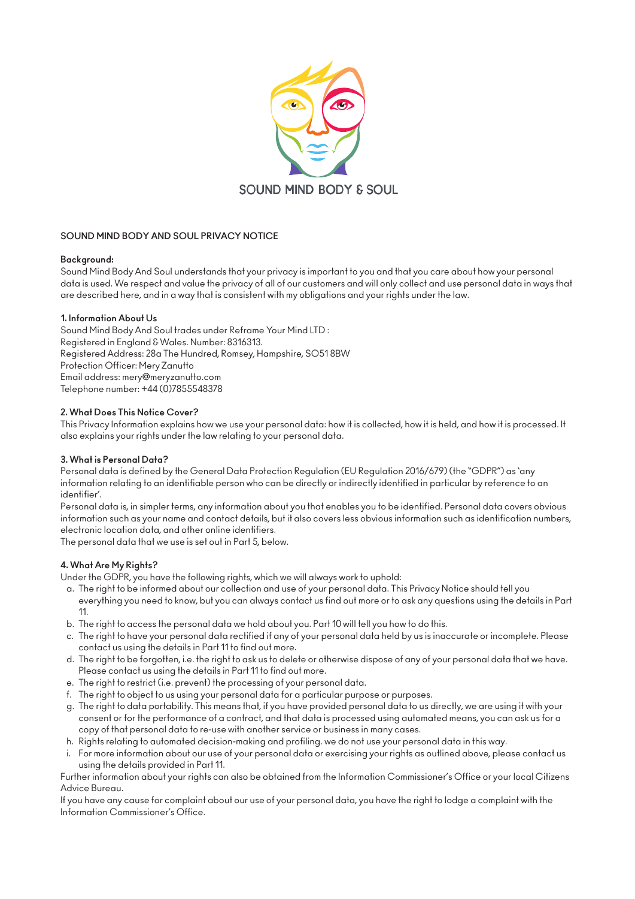SOUND MIND BODY & SOUL

# SOUND MIND BODY AND SOUL PRIVACY NOTICE

**Background:**
Sound Mind Body And Soul understands that your privacy is important to you and that you care about how your personal data is used. We respect and value the privacy of all of our customers and will only collect and use personal data in ways that are described here, and in a way that is consistent with my obligations and your rights under the law.

**1. Information About Us**
Sound Mind Body And Soul trades under Reframe Your Mind LTD :
Registered in England & Wales. Number: 8316313.
Registered Address: 28a The Hundred, Romsey, Hampshire, SO51 8BW
Protection Officer: Mery Zanutto
Email address: mery@meryzanutto.com
Telephone number: +44 (0)7855548378

**2. What Does This Notice Cover?**
This Privacy Information explains how we use your personal data: how it is collected, how it is held, and how it is processed. It also explains your rights under the law relating to your personal data.

**3. What is Personal Data?**
Personal data is defined by the General Data Protection Regulation (EU Regulation 2016/679) (the "GDPR") as 'any information relating to an identifiable person who can be directly or indirectly identified in particular by reference to an identifier'.
Personal data is, in simpler terms, any information about you that enables you to be identified. Personal data covers obvious information such as your name and contact details, but it also covers less obvious information such as identification numbers, electronic location data, and other online identifiers.
The personal data that we use is set out in Part 5, below.

**4. What Are My Rights?**
Under the GDPR, you have the following rights, which we will always work to uphold:

a. The right to be informed about our collection and use of your personal data. This Privacy Notice should tell you everything you need to know, but you can always contact us find out more or to ask any questions using the details in Part 11.
b. The right to access the personal data we hold about you. Part 10 will tell you how to do this.
c. The right to have your personal data rectified if any of your personal data held by us is inaccurate or incomplete. Please contact us using the details in Part 11 to find out more.
d. The right to be forgotten, i.e. the right to ask us to delete or otherwise dispose of any of your personal data that we have. Please contact us using the details in Part 11 to find out more.
e. The right to restrict (i.e. prevent) the processing of your personal data.
f. The right to object to us using your personal data for a particular purpose or purposes.
g. The right to data portability. This means that, if you have provided personal data to us directly, we are using it with your consent or for the performance of a contract, and that data is processed using automated means, you can ask us for a copy of that personal data to re-use with another service or business in many cases.
h. Rights relating to automated decision-making and profiling. we do not use your personal data in this way.
i. For more information about our use of your personal data or exercising your rights as outlined above, please contact us using the details provided in Part 11.

Further information about your rights can also be obtained from the Information Commissioner's Office or your local Citizens Advice Bureau.
If you have any cause for complaint about our use of your personal data, you have the right to lodge a complaint with the Information Commissioner's Office.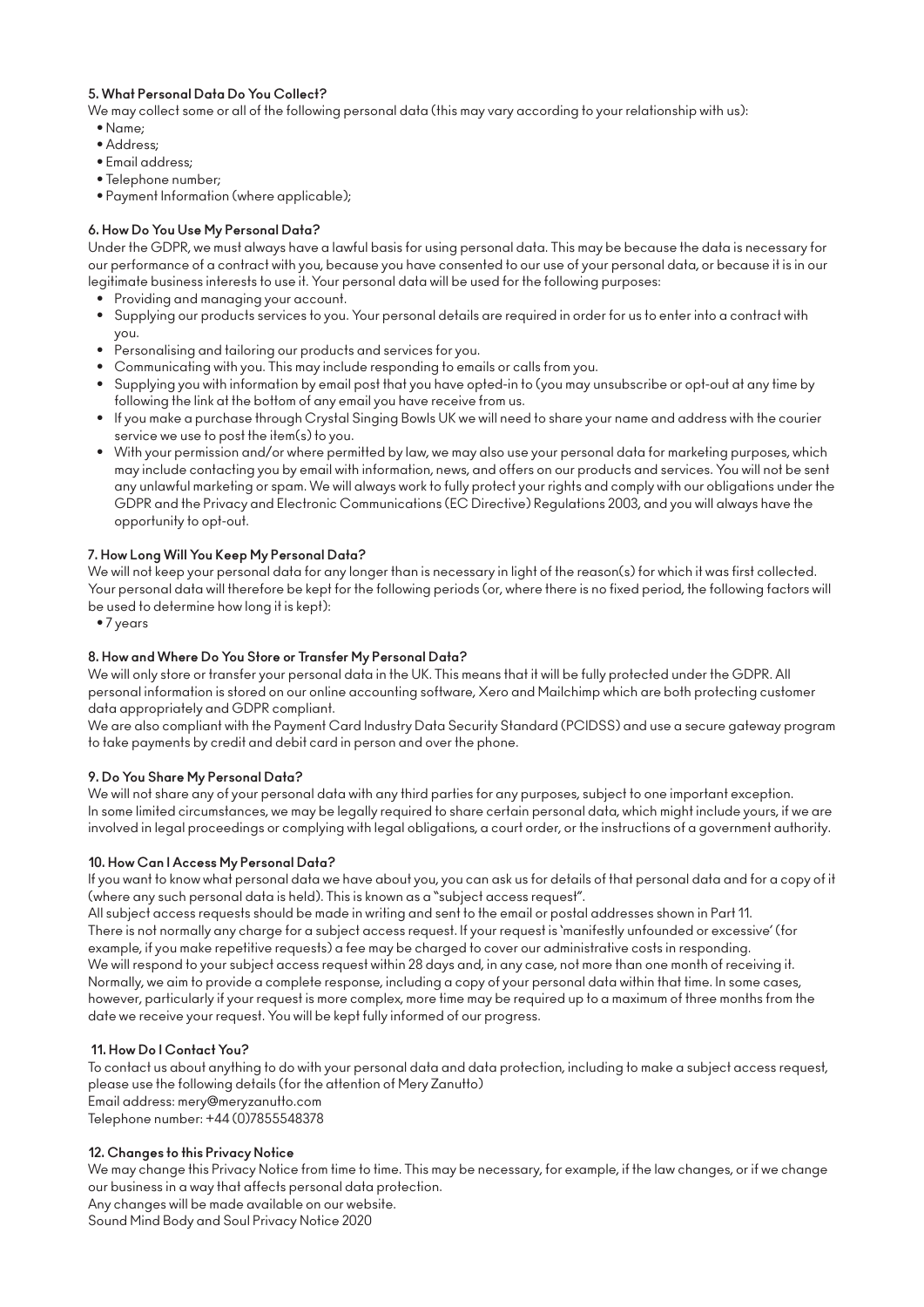### 5. What Personal Data Do You Collect?

We may collect some or all of the following personal data (this may vary according to your relationship with us):

- Name;
- Address;
- Email address;
- Telephone number;
- Payment Information (where applicable);

### 6. How Do You Use My Personal Data?

Under the GDPR, we must always have a lawful basis for using personal data. This may be because the data is necessary for our performance of a contract with you, because you have consented to our use of your personal data, or because it is in our legitimate business interests to use it. Your personal data will be used for the following purposes:

- Providing and managing your account.
- Supplying our products services to you. Your personal details are required in order for us to enter into a contract with you.
- Personalising and tailoring our products and services for you.
- Communicating with you. This may include responding to emails or calls from you.
- Supplying you with information by email post that you have opted-in to (you may unsubscribe or opt-out at any time by following the link at the bottom of any email you have receive from us.
- If you make a purchase through Crystal Singing Bowls UK we will need to share your name and address with the courier service we use to post the item(s) to you.
- With your permission and/or where permitted by law, we may also use your personal data for marketing purposes, which may include contacting you by email with information, news, and offers on our products and services. You will not be sent any unlawful marketing or spam. We will always work to fully protect your rights and comply with our obligations under the GDPR and the Privacy and Electronic Communications (EC Directive) Regulations 2003, and you will always have the opportunity to opt-out.

### 7. How Long Will You Keep My Personal Data?

We will not keep your personal data for any longer than is necessary in light of the reason(s) for which it was first collected. Your personal data will therefore be kept for the following periods (or, where there is no fixed period, the following factors will be used to determine how long it is kept):

- 7 years

### 8. How and Where Do You Store or Transfer My Personal Data?

We will only store or transfer your personal data in the UK. This means that it will be fully protected under the GDPR. All personal information is stored on our online accounting software, Xero and Mailchimp which are both protecting customer data appropriately and GDPR compliant.

We are also compliant with the Payment Card Industry Data Security Standard (PCIDSS) and use a secure gateway program to take payments by credit and debit card in person and over the phone.

### 9. Do You Share My Personal Data?

We will not share any of your personal data with any third parties for any purposes, subject to one important exception. In some limited circumstances, we may be legally required to share certain personal data, which might include yours, if we are involved in legal proceedings or complying with legal obligations, a court order, or the instructions of a government authority.

### 10. How Can I Access My Personal Data?

If you want to know what personal data we have about you, you can ask us for details of that personal data and for a copy of it (where any such personal data is held). This is known as a "subject access request".

All subject access requests should be made in writing and sent to the email or postal addresses shown in Part 11.

There is not normally any charge for a subject access request. If your request is 'manifestly unfounded or excessive' (for example, if you make repetitive requests) a fee may be charged to cover our administrative costs in responding.

We will respond to your subject access request within 28 days and, in any case, not more than one month of receiving it. Normally, we aim to provide a complete response, including a copy of your personal data within that time. In some cases, however, particularly if your request is more complex, more time may be required up to a maximum of three months from the date we receive your request. You will be kept fully informed of our progress.

### 11. How Do I Contact You?

To contact us about anything to do with your personal data and data protection, including to make a subject access request, please use the following details (for the attention of Mery Zanutto)

Email address: mery@meryzanutto.com

Telephone number: +44 (0)7855548378

### 12. Changes to this Privacy Notice

We may change this Privacy Notice from time to time. This may be necessary, for example, if the law changes, or if we change our business in a way that affects personal data protection.

Any changes will be made available on our website.

Sound Mind Body and Soul Privacy Notice 2020